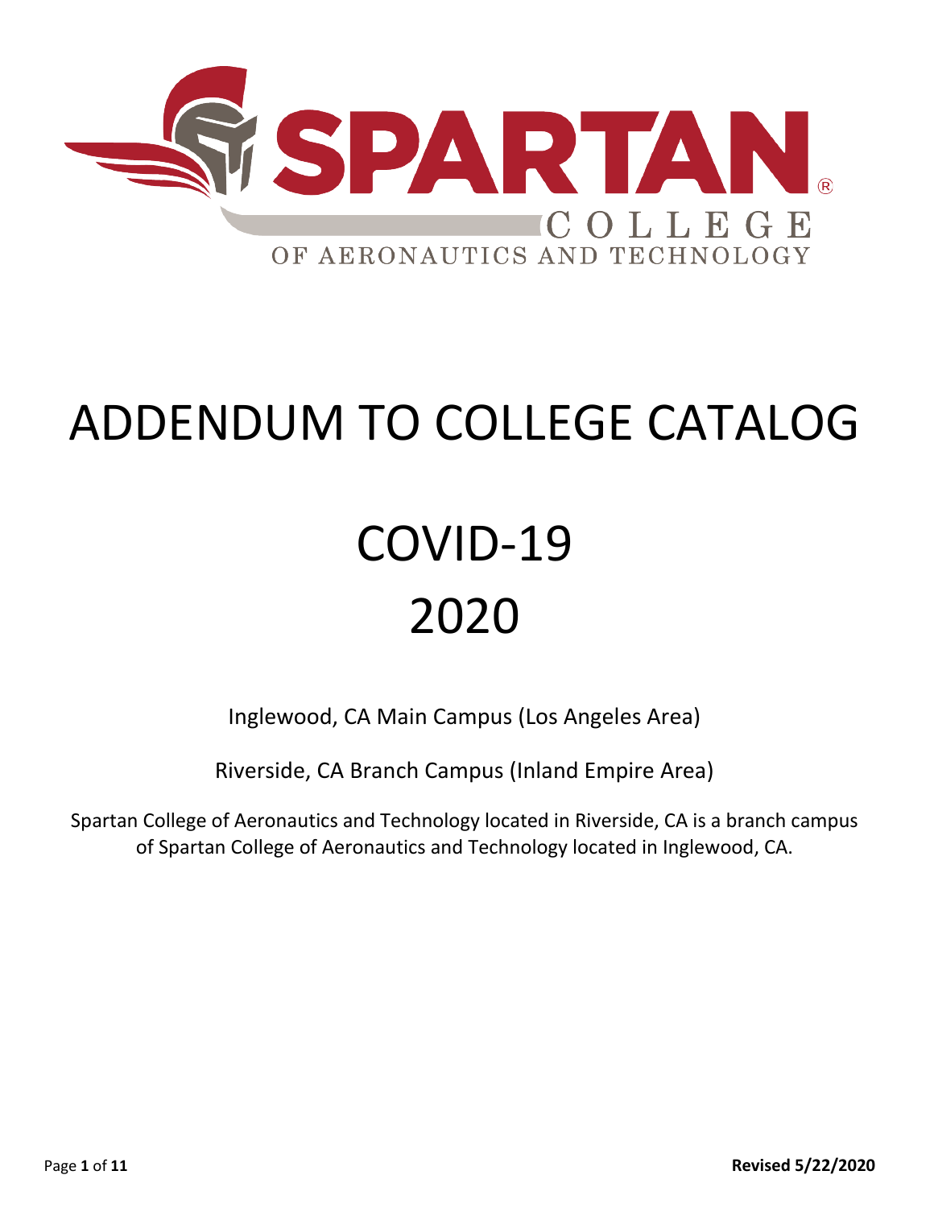# SPARTAN® COLLEGE OF AERONAUTICS AND TECHNOLOGY

# ADDENDUM TO COLLEGE CATALOG

# COVID-19
# 2020

Inglewood, CA Main Campus (Los Angeles Area)

Riverside, CA Branch Campus (Inland Empire Area)

Spartan College of Aeronautics and Technology located in Riverside, CA is a branch campus of Spartan College of Aeronautics and Technology located in Inglewood, CA.

**Revised 5/22/2020**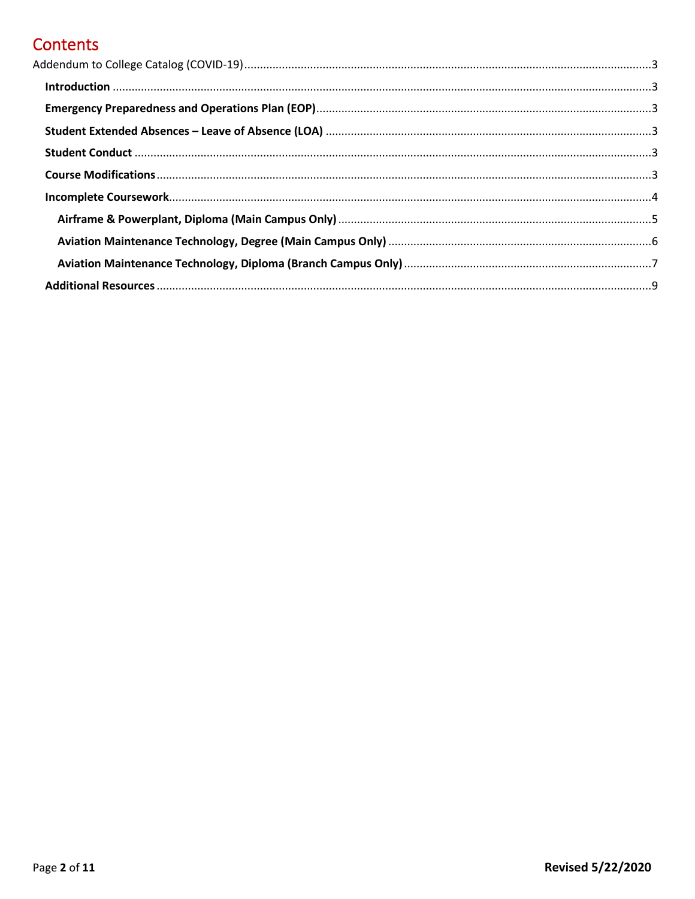# Contents

Addendum to College Catalog (COVID-19) .......... 3

- **Introduction** .......... 3
- **Emergency Preparedness and Operations Plan (EOP)** .......... 3
- **Student Extended Absences – Leave of Absence (LOA)** .......... 3
- **Student Conduct** .......... 3
- **Course Modifications** .......... 3
- **Incomplete Coursework** .......... 4
  - **Airframe & Powerplant, Diploma (Main Campus Only)** .......... 5
  - **Aviation Maintenance Technology, Degree (Main Campus Only)** .......... 6
  - **Aviation Maintenance Technology, Diploma (Branch Campus Only)** .......... 7
- **Additional Resources** .......... 9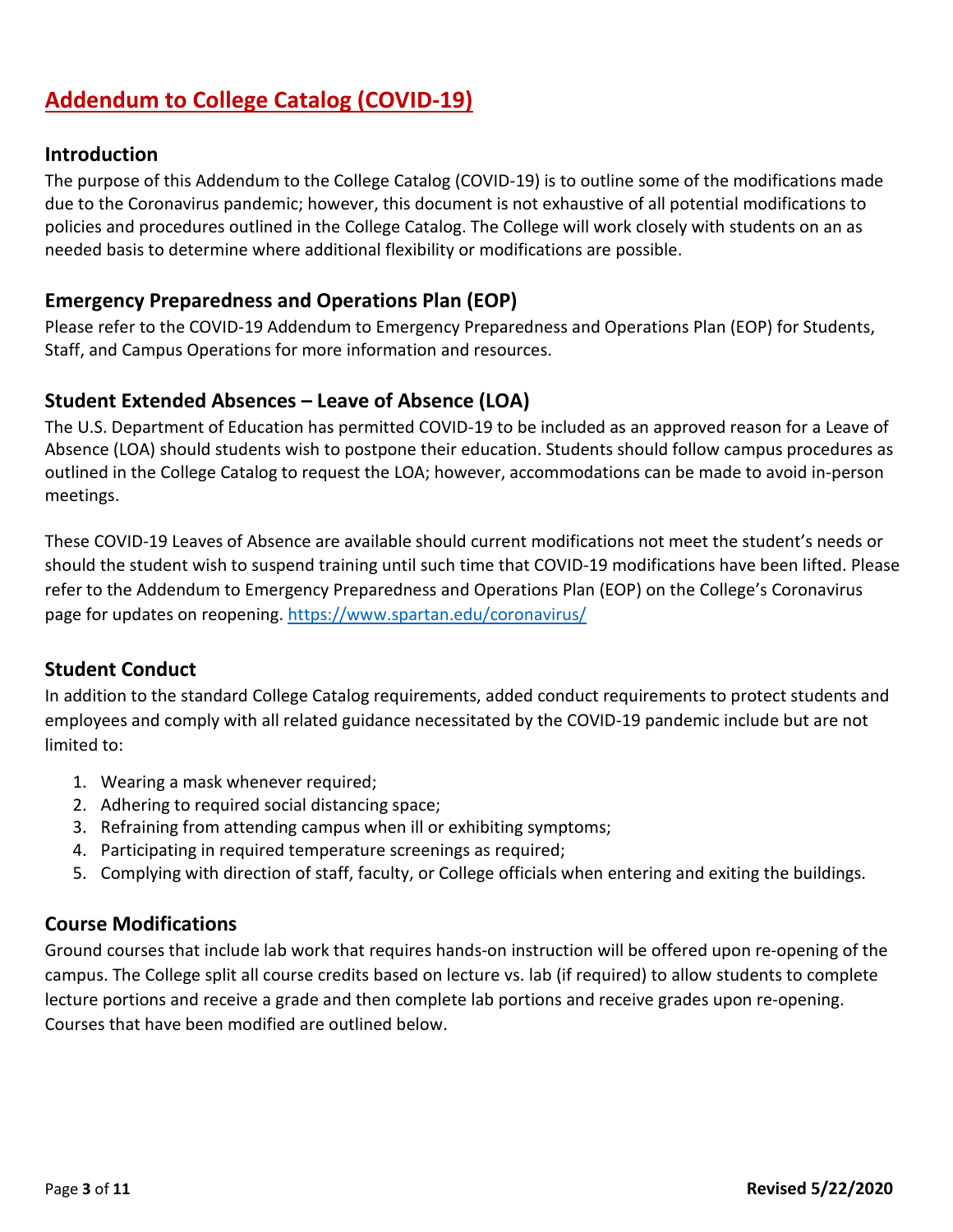# Addendum to College Catalog (COVID-19)

## Introduction

The purpose of this Addendum to the College Catalog (COVID-19) is to outline some of the modifications made due to the Coronavirus pandemic; however, this document is not exhaustive of all potential modifications to policies and procedures outlined in the College Catalog. The College will work closely with students on an as needed basis to determine where additional flexibility or modifications are possible.

## Emergency Preparedness and Operations Plan (EOP)

Please refer to the COVID-19 Addendum to Emergency Preparedness and Operations Plan (EOP) for Students, Staff, and Campus Operations for more information and resources.

## Student Extended Absences – Leave of Absence (LOA)

The U.S. Department of Education has permitted COVID-19 to be included as an approved reason for a Leave of Absence (LOA) should students wish to postpone their education. Students should follow campus procedures as outlined in the College Catalog to request the LOA; however, accommodations can be made to avoid in-person meetings.

These COVID-19 Leaves of Absence are available should current modifications not meet the student's needs or should the student wish to suspend training until such time that COVID-19 modifications have been lifted. Please refer to the Addendum to Emergency Preparedness and Operations Plan (EOP) on the College's Coronavirus page for updates on reopening. https://www.spartan.edu/coronavirus/

## Student Conduct

In addition to the standard College Catalog requirements, added conduct requirements to protect students and employees and comply with all related guidance necessitated by the COVID-19 pandemic include but are not limited to:

1. Wearing a mask whenever required;
2. Adhering to required social distancing space;
3. Refraining from attending campus when ill or exhibiting symptoms;
4. Participating in required temperature screenings as required;
5. Complying with direction of staff, faculty, or College officials when entering and exiting the buildings.

## Course Modifications

Ground courses that include lab work that requires hands-on instruction will be offered upon re-opening of the campus. The College split all course credits based on lecture vs. lab (if required) to allow students to complete lecture portions and receive a grade and then complete lab portions and receive grades upon re-opening. Courses that have been modified are outlined below.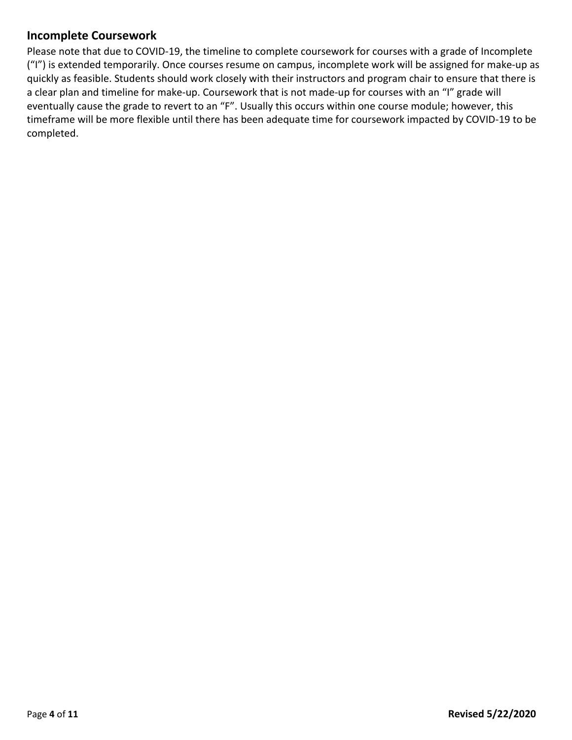## Incomplete Coursework

Please note that due to COVID-19, the timeline to complete coursework for courses with a grade of Incomplete ("I") is extended temporarily. Once courses resume on campus, incomplete work will be assigned for make-up as quickly as feasible. Students should work closely with their instructors and program chair to ensure that there is a clear plan and timeline for make-up. Coursework that is not made-up for courses with an "I" grade will eventually cause the grade to revert to an "F". Usually this occurs within one course module; however, this timeframe will be more flexible until there has been adequate time for coursework impacted by COVID-19 to be completed.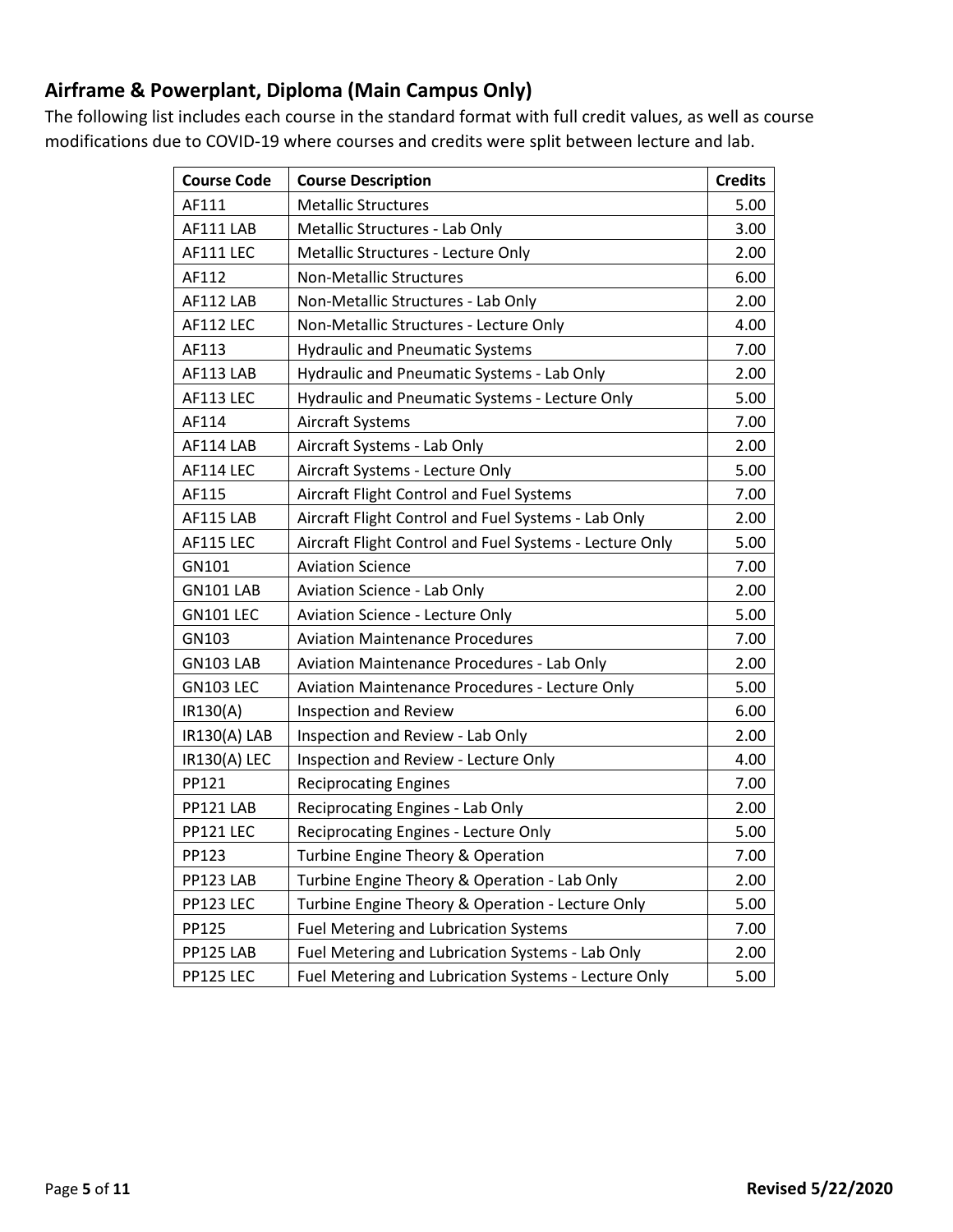## Airframe & Powerplant, Diploma (Main Campus Only)

The following list includes each course in the standard format with full credit values, as well as course modifications due to COVID-19 where courses and credits were split between lecture and lab.

| Course Code | Course Description | Credits |
|---|---|---|
| AF111 | Metallic Structures | 5.00 |
| AF111 LAB | Metallic Structures - Lab Only | 3.00 |
| AF111 LEC | Metallic Structures - Lecture Only | 2.00 |
| AF112 | Non-Metallic Structures | 6.00 |
| AF112 LAB | Non-Metallic Structures - Lab Only | 2.00 |
| AF112 LEC | Non-Metallic Structures - Lecture Only | 4.00 |
| AF113 | Hydraulic and Pneumatic Systems | 7.00 |
| AF113 LAB | Hydraulic and Pneumatic Systems - Lab Only | 2.00 |
| AF113 LEC | Hydraulic and Pneumatic Systems - Lecture Only | 5.00 |
| AF114 | Aircraft Systems | 7.00 |
| AF114 LAB | Aircraft Systems - Lab Only | 2.00 |
| AF114 LEC | Aircraft Systems - Lecture Only | 5.00 |
| AF115 | Aircraft Flight Control and Fuel Systems | 7.00 |
| AF115 LAB | Aircraft Flight Control and Fuel Systems - Lab Only | 2.00 |
| AF115 LEC | Aircraft Flight Control and Fuel Systems - Lecture Only | 5.00 |
| GN101 | Aviation Science | 7.00 |
| GN101 LAB | Aviation Science - Lab Only | 2.00 |
| GN101 LEC | Aviation Science - Lecture Only | 5.00 |
| GN103 | Aviation Maintenance Procedures | 7.00 |
| GN103 LAB | Aviation Maintenance Procedures - Lab Only | 2.00 |
| GN103 LEC | Aviation Maintenance Procedures - Lecture Only | 5.00 |
| IR130(A) | Inspection and Review | 6.00 |
| IR130(A) LAB | Inspection and Review - Lab Only | 2.00 |
| IR130(A) LEC | Inspection and Review - Lecture Only | 4.00 |
| PP121 | Reciprocating Engines | 7.00 |
| PP121 LAB | Reciprocating Engines - Lab Only | 2.00 |
| PP121 LEC | Reciprocating Engines - Lecture Only | 5.00 |
| PP123 | Turbine Engine Theory & Operation | 7.00 |
| PP123 LAB | Turbine Engine Theory & Operation - Lab Only | 2.00 |
| PP123 LEC | Turbine Engine Theory & Operation - Lecture Only | 5.00 |
| PP125 | Fuel Metering and Lubrication Systems | 7.00 |
| PP125 LAB | Fuel Metering and Lubrication Systems - Lab Only | 2.00 |
| PP125 LEC | Fuel Metering and Lubrication Systems - Lecture Only | 5.00 |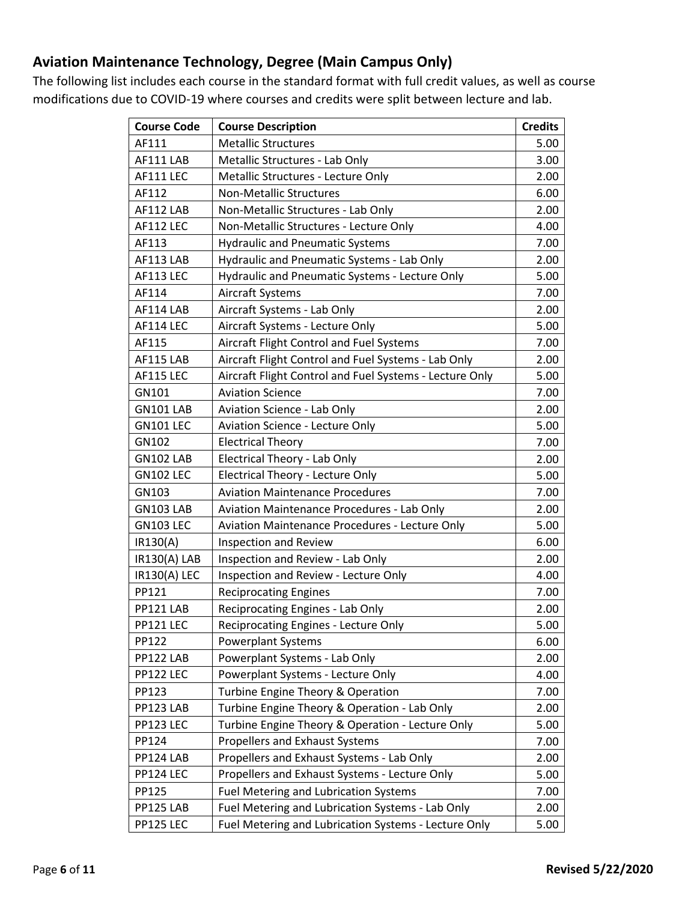## Aviation Maintenance Technology, Degree (Main Campus Only)

The following list includes each course in the standard format with full credit values, as well as course modifications due to COVID-19 where courses and credits were split between lecture and lab.

| Course Code | Course Description | Credits |
|---|---|---|
| AF111 | Metallic Structures | 5.00 |
| AF111 LAB | Metallic Structures - Lab Only | 3.00 |
| AF111 LEC | Metallic Structures - Lecture Only | 2.00 |
| AF112 | Non-Metallic Structures | 6.00 |
| AF112 LAB | Non-Metallic Structures - Lab Only | 2.00 |
| AF112 LEC | Non-Metallic Structures - Lecture Only | 4.00 |
| AF113 | Hydraulic and Pneumatic Systems | 7.00 |
| AF113 LAB | Hydraulic and Pneumatic Systems - Lab Only | 2.00 |
| AF113 LEC | Hydraulic and Pneumatic Systems - Lecture Only | 5.00 |
| AF114 | Aircraft Systems | 7.00 |
| AF114 LAB | Aircraft Systems - Lab Only | 2.00 |
| AF114 LEC | Aircraft Systems - Lecture Only | 5.00 |
| AF115 | Aircraft Flight Control and Fuel Systems | 7.00 |
| AF115 LAB | Aircraft Flight Control and Fuel Systems - Lab Only | 2.00 |
| AF115 LEC | Aircraft Flight Control and Fuel Systems - Lecture Only | 5.00 |
| GN101 | Aviation Science | 7.00 |
| GN101 LAB | Aviation Science - Lab Only | 2.00 |
| GN101 LEC | Aviation Science - Lecture Only | 5.00 |
| GN102 | Electrical Theory | 7.00 |
| GN102 LAB | Electrical Theory - Lab Only | 2.00 |
| GN102 LEC | Electrical Theory - Lecture Only | 5.00 |
| GN103 | Aviation Maintenance Procedures | 7.00 |
| GN103 LAB | Aviation Maintenance Procedures - Lab Only | 2.00 |
| GN103 LEC | Aviation Maintenance Procedures - Lecture Only | 5.00 |
| IR130(A) | Inspection and Review | 6.00 |
| IR130(A) LAB | Inspection and Review - Lab Only | 2.00 |
| IR130(A) LEC | Inspection and Review - Lecture Only | 4.00 |
| PP121 | Reciprocating Engines | 7.00 |
| PP121 LAB | Reciprocating Engines - Lab Only | 2.00 |
| PP121 LEC | Reciprocating Engines - Lecture Only | 5.00 |
| PP122 | Powerplant Systems | 6.00 |
| PP122 LAB | Powerplant Systems - Lab Only | 2.00 |
| PP122 LEC | Powerplant Systems - Lecture Only | 4.00 |
| PP123 | Turbine Engine Theory & Operation | 7.00 |
| PP123 LAB | Turbine Engine Theory & Operation - Lab Only | 2.00 |
| PP123 LEC | Turbine Engine Theory & Operation - Lecture Only | 5.00 |
| PP124 | Propellers and Exhaust Systems | 7.00 |
| PP124 LAB | Propellers and Exhaust Systems - Lab Only | 2.00 |
| PP124 LEC | Propellers and Exhaust Systems - Lecture Only | 5.00 |
| PP125 | Fuel Metering and Lubrication Systems | 7.00 |
| PP125 LAB | Fuel Metering and Lubrication Systems - Lab Only | 2.00 |
| PP125 LEC | Fuel Metering and Lubrication Systems - Lecture Only | 5.00 |

**Revised 5/22/2020**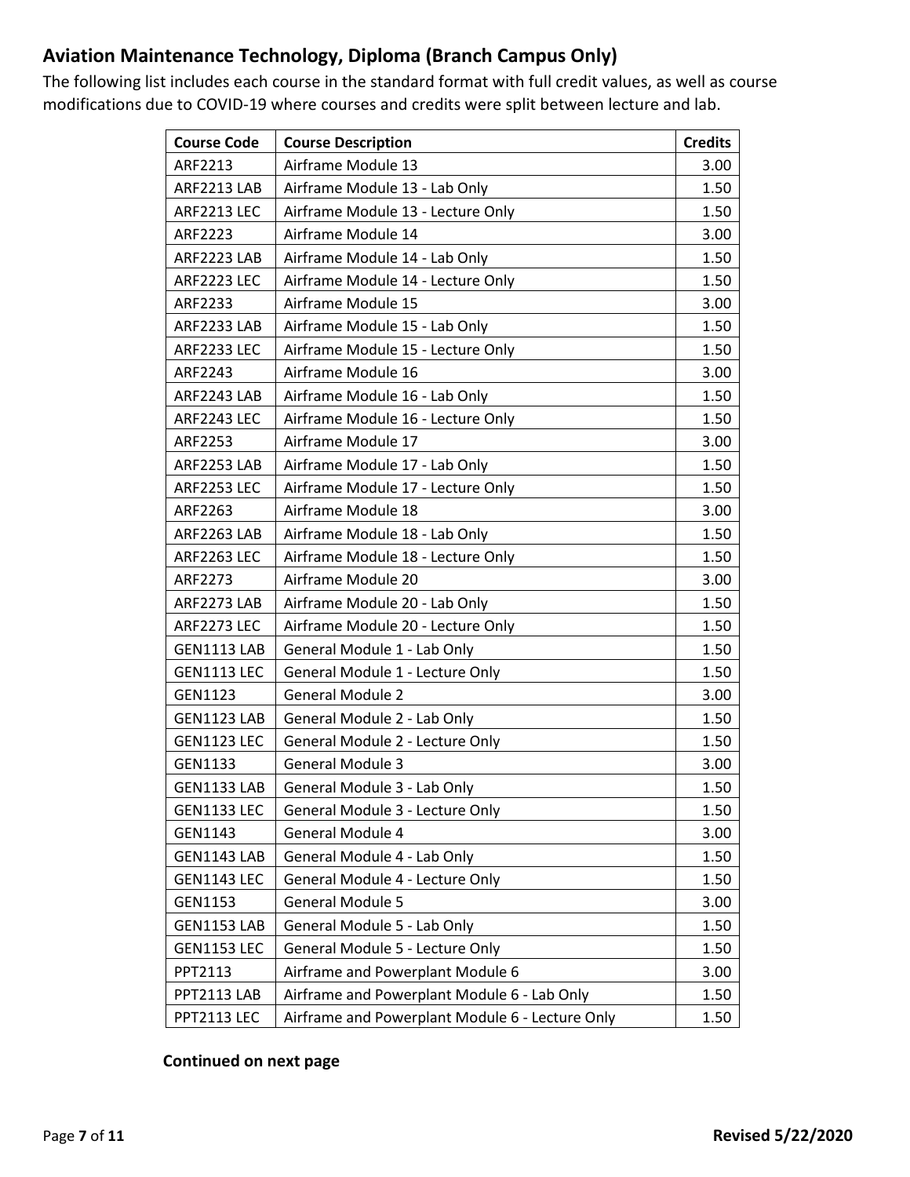## Aviation Maintenance Technology, Diploma (Branch Campus Only)

The following list includes each course in the standard format with full credit values, as well as course modifications due to COVID-19 where courses and credits were split between lecture and lab.

| Course Code | Course Description | Credits |
|---|---|---|
| ARF2213 | Airframe Module 13 | 3.00 |
| ARF2213 LAB | Airframe Module 13 - Lab Only | 1.50 |
| ARF2213 LEC | Airframe Module 13 - Lecture Only | 1.50 |
| ARF2223 | Airframe Module 14 | 3.00 |
| ARF2223 LAB | Airframe Module 14 - Lab Only | 1.50 |
| ARF2223 LEC | Airframe Module 14 - Lecture Only | 1.50 |
| ARF2233 | Airframe Module 15 | 3.00 |
| ARF2233 LAB | Airframe Module 15 - Lab Only | 1.50 |
| ARF2233 LEC | Airframe Module 15 - Lecture Only | 1.50 |
| ARF2243 | Airframe Module 16 | 3.00 |
| ARF2243 LAB | Airframe Module 16 - Lab Only | 1.50 |
| ARF2243 LEC | Airframe Module 16 - Lecture Only | 1.50 |
| ARF2253 | Airframe Module 17 | 3.00 |
| ARF2253 LAB | Airframe Module 17 - Lab Only | 1.50 |
| ARF2253 LEC | Airframe Module 17 - Lecture Only | 1.50 |
| ARF2263 | Airframe Module 18 | 3.00 |
| ARF2263 LAB | Airframe Module 18 - Lab Only | 1.50 |
| ARF2263 LEC | Airframe Module 18 - Lecture Only | 1.50 |
| ARF2273 | Airframe Module 20 | 3.00 |
| ARF2273 LAB | Airframe Module 20 - Lab Only | 1.50 |
| ARF2273 LEC | Airframe Module 20 - Lecture Only | 1.50 |
| GEN1113 LAB | General Module 1 - Lab Only | 1.50 |
| GEN1113 LEC | General Module 1 - Lecture Only | 1.50 |
| GEN1123 | General Module 2 | 3.00 |
| GEN1123 LAB | General Module 2 - Lab Only | 1.50 |
| GEN1123 LEC | General Module 2 - Lecture Only | 1.50 |
| GEN1133 | General Module 3 | 3.00 |
| GEN1133 LAB | General Module 3 - Lab Only | 1.50 |
| GEN1133 LEC | General Module 3 - Lecture Only | 1.50 |
| GEN1143 | General Module 4 | 3.00 |
| GEN1143 LAB | General Module 4 - Lab Only | 1.50 |
| GEN1143 LEC | General Module 4 - Lecture Only | 1.50 |
| GEN1153 | General Module 5 | 3.00 |
| GEN1153 LAB | General Module 5 - Lab Only | 1.50 |
| GEN1153 LEC | General Module 5 - Lecture Only | 1.50 |
| PPT2113 | Airframe and Powerplant Module 6 | 3.00 |
| PPT2113 LAB | Airframe and Powerplant Module 6 - Lab Only | 1.50 |
| PPT2113 LEC | Airframe and Powerplant Module 6 - Lecture Only | 1.50 |

**Continued on next page**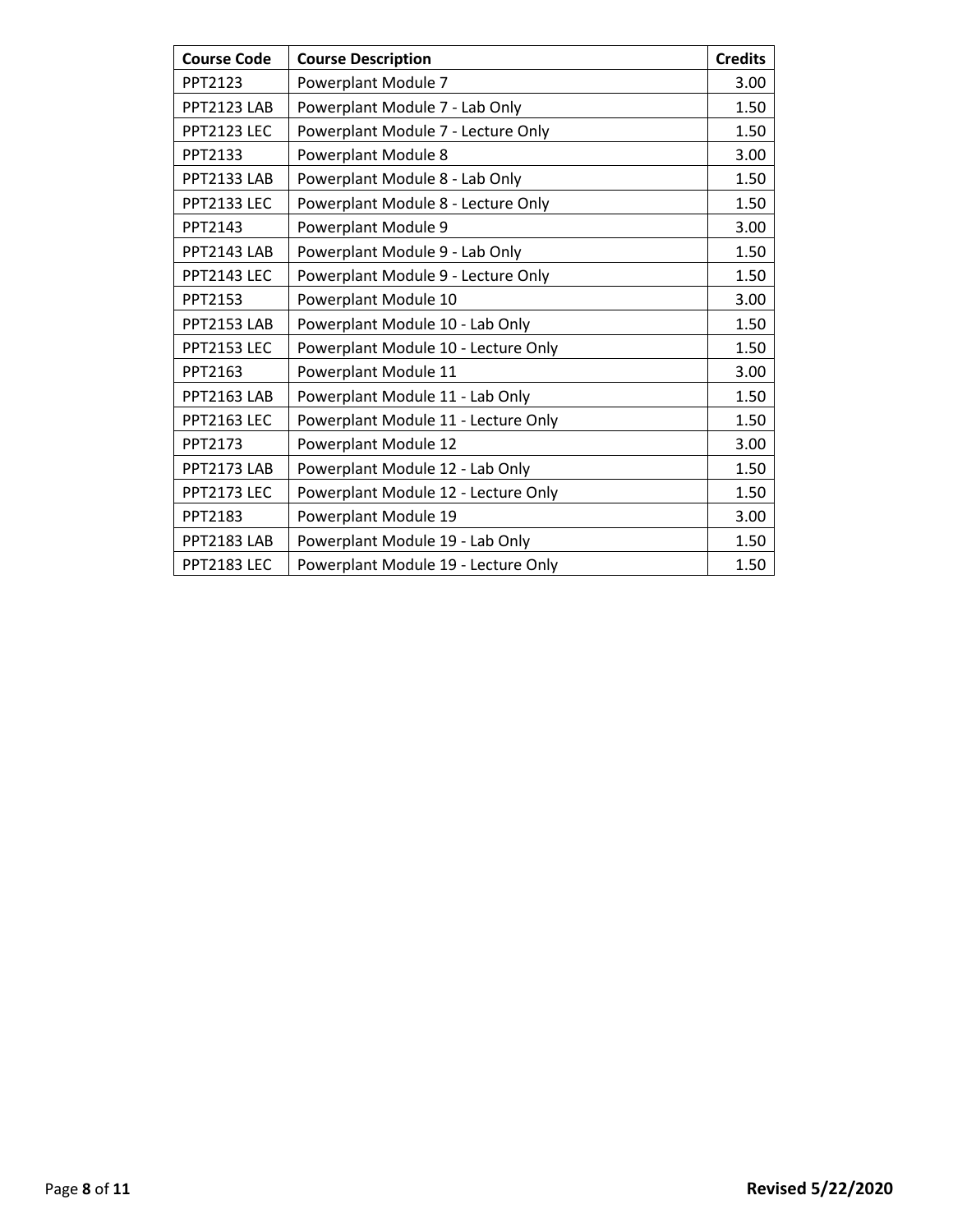| Course Code | Course Description | Credits |
|---|---|---|
| PPT2123 | Powerplant Module 7 | 3.00 |
| PPT2123 LAB | Powerplant Module 7 - Lab Only | 1.50 |
| PPT2123 LEC | Powerplant Module 7 - Lecture Only | 1.50 |
| PPT2133 | Powerplant Module 8 | 3.00 |
| PPT2133 LAB | Powerplant Module 8 - Lab Only | 1.50 |
| PPT2133 LEC | Powerplant Module 8 - Lecture Only | 1.50 |
| PPT2143 | Powerplant Module 9 | 3.00 |
| PPT2143 LAB | Powerplant Module 9 - Lab Only | 1.50 |
| PPT2143 LEC | Powerplant Module 9 - Lecture Only | 1.50 |
| PPT2153 | Powerplant Module 10 | 3.00 |
| PPT2153 LAB | Powerplant Module 10 - Lab Only | 1.50 |
| PPT2153 LEC | Powerplant Module 10 - Lecture Only | 1.50 |
| PPT2163 | Powerplant Module 11 | 3.00 |
| PPT2163 LAB | Powerplant Module 11 - Lab Only | 1.50 |
| PPT2163 LEC | Powerplant Module 11 - Lecture Only | 1.50 |
| PPT2173 | Powerplant Module 12 | 3.00 |
| PPT2173 LAB | Powerplant Module 12 - Lab Only | 1.50 |
| PPT2173 LEC | Powerplant Module 12 - Lecture Only | 1.50 |
| PPT2183 | Powerplant Module 19 | 3.00 |
| PPT2183 LAB | Powerplant Module 19 - Lab Only | 1.50 |
| PPT2183 LEC | Powerplant Module 19 - Lecture Only | 1.50 |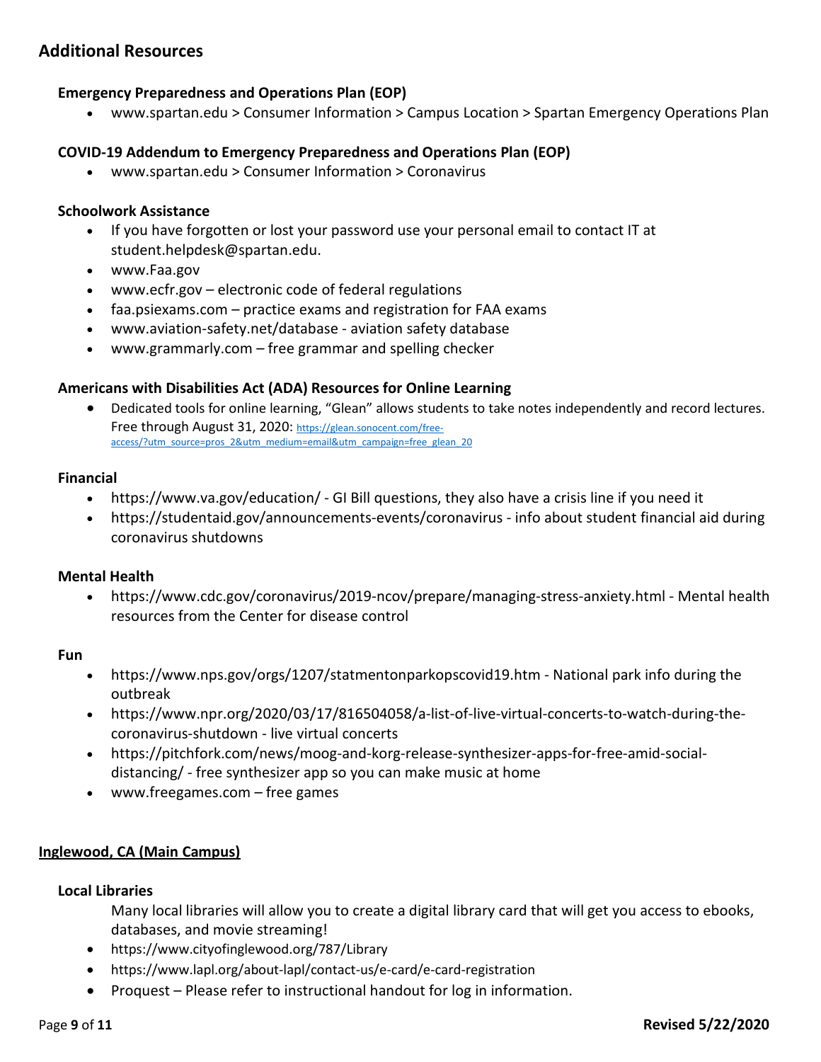## Additional Resources

### Emergency Preparedness and Operations Plan (EOP)

- www.spartan.edu > Consumer Information > Campus Location > Spartan Emergency Operations Plan

### COVID-19 Addendum to Emergency Preparedness and Operations Plan (EOP)

- www.spartan.edu > Consumer Information > Coronavirus

### Schoolwork Assistance

- If you have forgotten or lost your password use your personal email to contact IT at student.helpdesk@spartan.edu.
- www.Faa.gov
- www.ecfr.gov – electronic code of federal regulations
- faa.psiexams.com – practice exams and registration for FAA exams
- www.aviation-safety.net/database - aviation safety database
- www.grammarly.com – free grammar and spelling checker

### Americans with Disabilities Act (ADA) Resources for Online Learning

- Dedicated tools for online learning, "Glean" allows students to take notes independently and record lectures. Free through August 31, 2020: https://glean.sonocent.com/free-access/?utm_source=pros_2&utm_medium=email&utm_campaign=free_glean_20

### Financial

- https://www.va.gov/education/ - GI Bill questions, they also have a crisis line if you need it
- https://studentaid.gov/announcements-events/coronavirus - info about student financial aid during coronavirus shutdowns

### Mental Health

- https://www.cdc.gov/coronavirus/2019-ncov/prepare/managing-stress-anxiety.html - Mental health resources from the Center for disease control

### Fun

- https://www.nps.gov/orgs/1207/statmentonparkopscovid19.htm - National park info during the outbreak
- https://www.npr.org/2020/03/17/816504058/a-list-of-live-virtual-concerts-to-watch-during-the-coronavirus-shutdown - live virtual concerts
- https://pitchfork.com/news/moog-and-korg-release-synthesizer-apps-for-free-amid-social-distancing/ - free synthesizer app so you can make music at home
- www.freegames.com – free games

## Inglewood, CA (Main Campus)

### Local Libraries

Many local libraries will allow you to create a digital library card that will get you access to ebooks, databases, and movie streaming!

- https://www.cityofinglewood.org/787/Library
- https://www.lapl.org/about-lapl/contact-us/e-card/e-card-registration
- Proquest – Please refer to instructional handout for log in information.

Revised 5/22/2020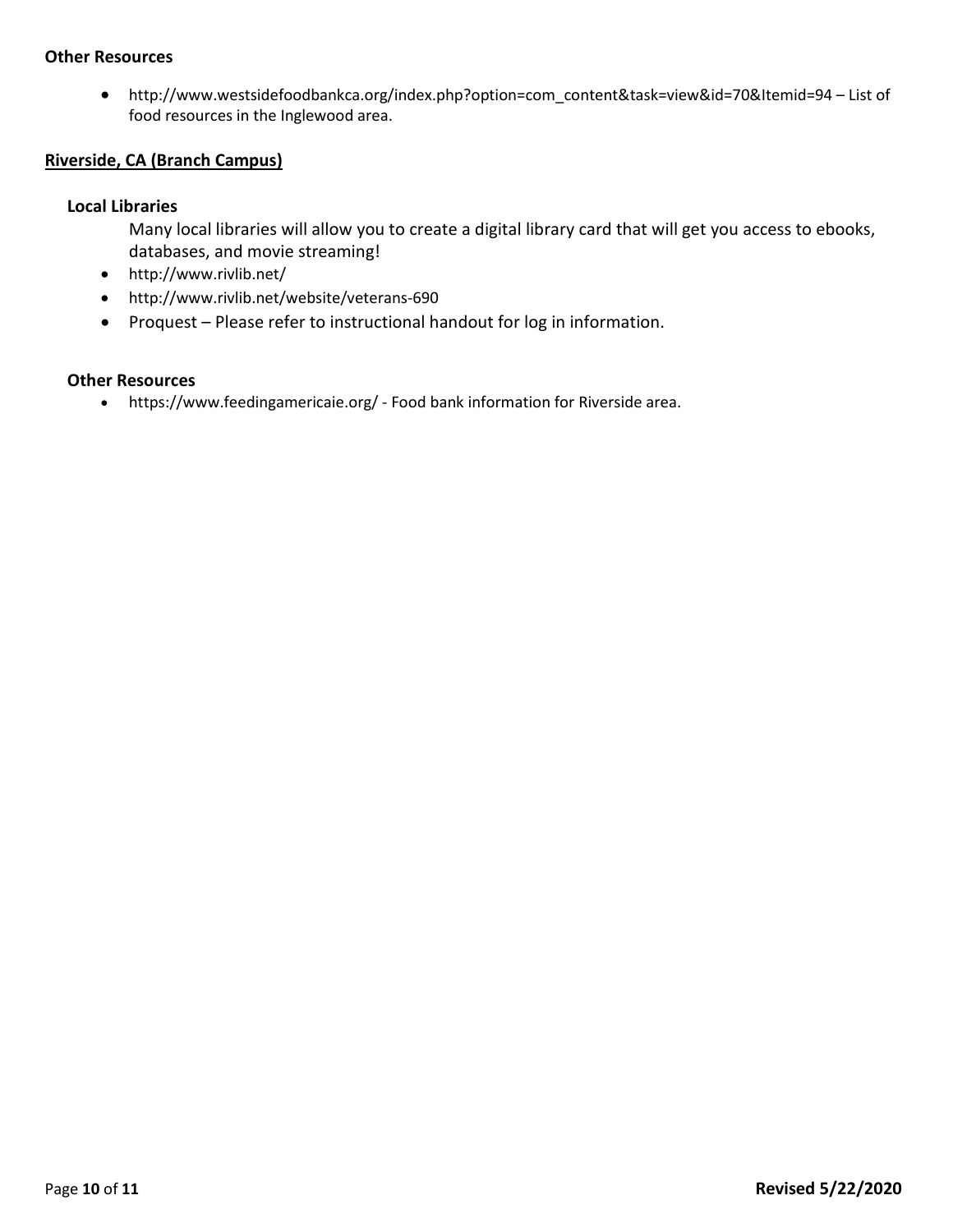### Other Resources

- http://www.westsidefoodbankca.org/index.php?option=com_content&task=view&id=70&Itemid=94 – List of food resources in the Inglewood area.

## Riverside, CA (Branch Campus)

### Local Libraries

Many local libraries will allow you to create a digital library card that will get you access to ebooks, databases, and movie streaming!

- http://www.rivlib.net/
- http://www.rivlib.net/website/veterans-690
- Proquest – Please refer to instructional handout for log in information.

### Other Resources

- https://www.feedingamericaie.org/ - Food bank information for Riverside area.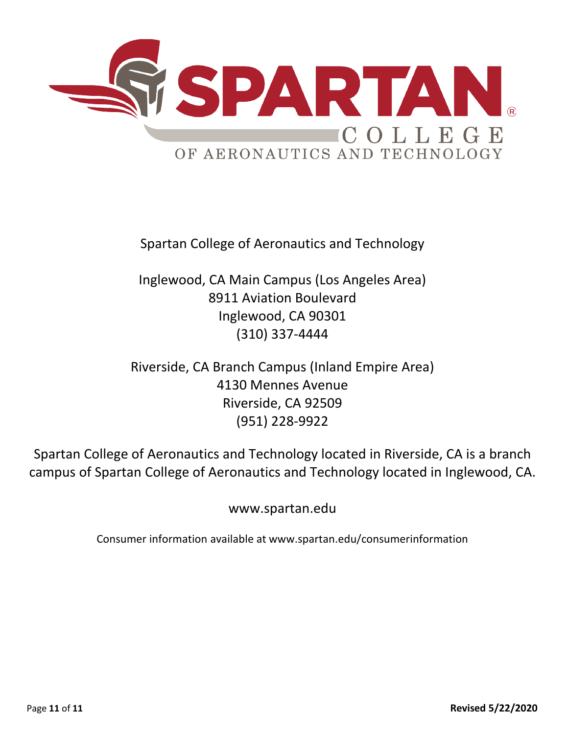SPARTAN® COLLEGE OF AERONAUTICS AND TECHNOLOGY

Spartan College of Aeronautics and Technology

Inglewood, CA Main Campus (Los Angeles Area)
8911 Aviation Boulevard
Inglewood, CA 90301
(310) 337-4444

Riverside, CA Branch Campus (Inland Empire Area)
4130 Mennes Avenue
Riverside, CA 92509
(951) 228-9922

Spartan College of Aeronautics and Technology located in Riverside, CA is a branch campus of Spartan College of Aeronautics and Technology located in Inglewood, CA.

www.spartan.edu

Consumer information available at www.spartan.edu/consumerinformation

**Revised 5/22/2020**